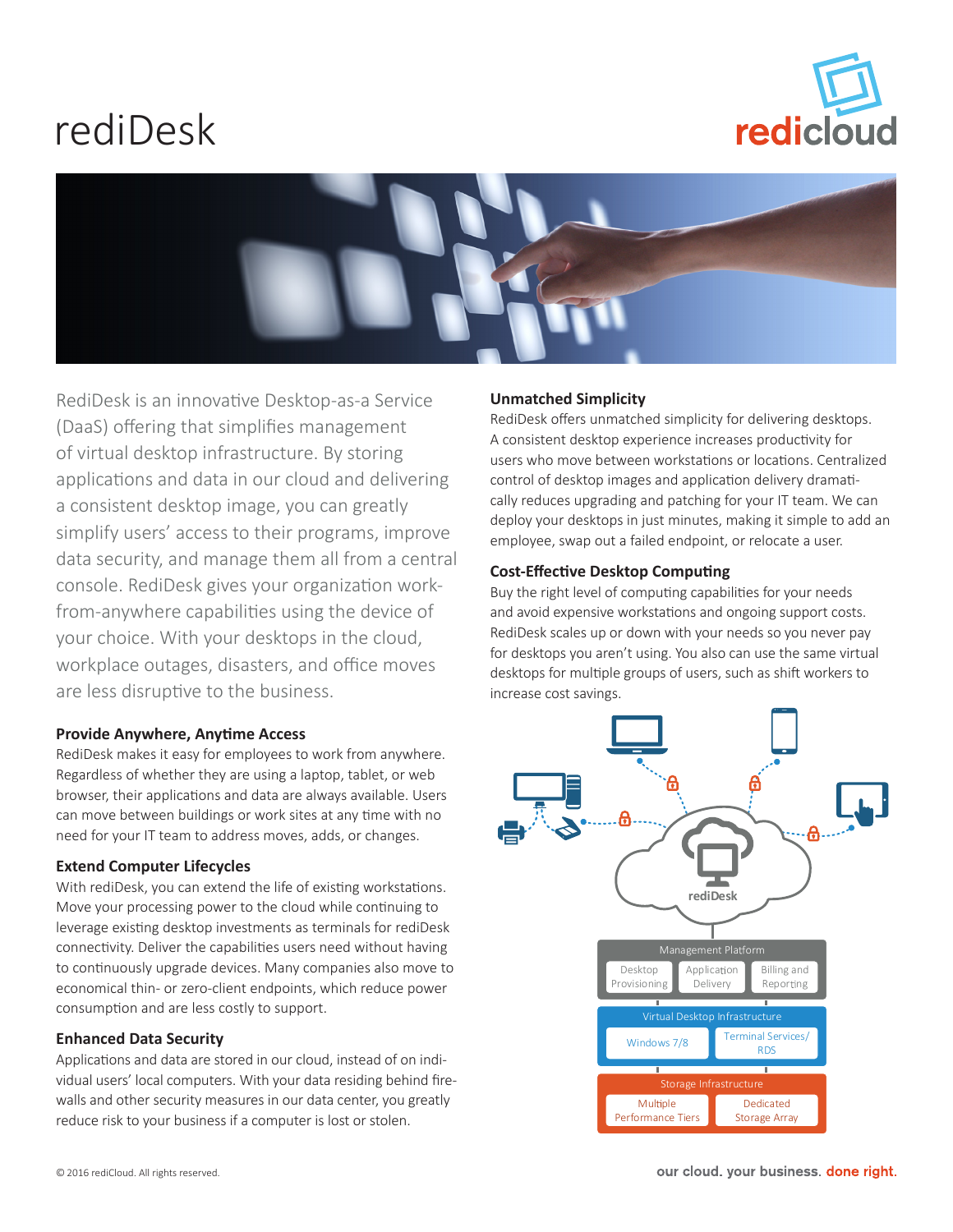# rediDesk

RediDesk is an innovative Desktop-as-a Service (DaaS) offering that simplifies management of virtual desktop infrastructure. By storing applications and data in our cloud and delivering a consistent desktop image, you can greatly simplify users' access to their programs, improve data security, and manage them all from a central console. RediDesk gives your organization work-from-anywhere capabilities using the device of your choice. With your desktops in the cloud, workplace outages, disasters, and office moves are less disruptive to the business.

### Provide Anywhere, Anytime Access

RediDesk makes it easy for employees to work from anywhere. Regardless of whether they are using a laptop, tablet, or web browser, their applications and data are always available. Users can move between buildings or work sites at any time with no need for your IT team to address moves, adds, or changes.

### Extend Computer Lifecycles

With rediDesk, you can extend the life of existing workstations. Move your processing power to the cloud while continuing to leverage existing desktop investments as terminals for rediDesk connectivity. Deliver the capabilities users need without having to continuously upgrade devices. Many companies also move to economical thin- or zero-client endpoints, which reduce power consumption and are less costly to support.

### Enhanced Data Security

Applications and data are stored in our cloud, instead of on individual users' local computers. With your data residing behind firewalls and other security measures in our data center, you greatly reduce risk to your business if a computer is lost or stolen.

### Unmatched Simplicity

RediDesk offers unmatched simplicity for delivering desktops. A consistent desktop experience increases productivity for users who move between workstations or locations. Centralized control of desktop images and application delivery dramatically reduces upgrading and patching for your IT team. We can deploy your desktops in just minutes, making it simple to add an employee, swap out a failed endpoint, or relocate a user.

### Cost-Effective Desktop Computing

Buy the right level of computing capabilities for your needs and avoid expensive workstations and ongoing support costs. RediDesk scales up or down with your needs so you never pay for desktops you aren't using. You also can use the same virtual desktops for multiple groups of users, such as shift workers to increase cost savings.

rediDesk

Management Platform
- Desktop Provisioning
- Application Delivery
- Billing and Reporting

Virtual Desktop Infrastructure
- Windows 7/8
- Terminal Services/ RDS

Storage Infrastructure
- Multiple Performance Tiers
- Dedicated Storage Array

© 2016 rediCloud. All rights reserved.

our cloud. your business. **done right.**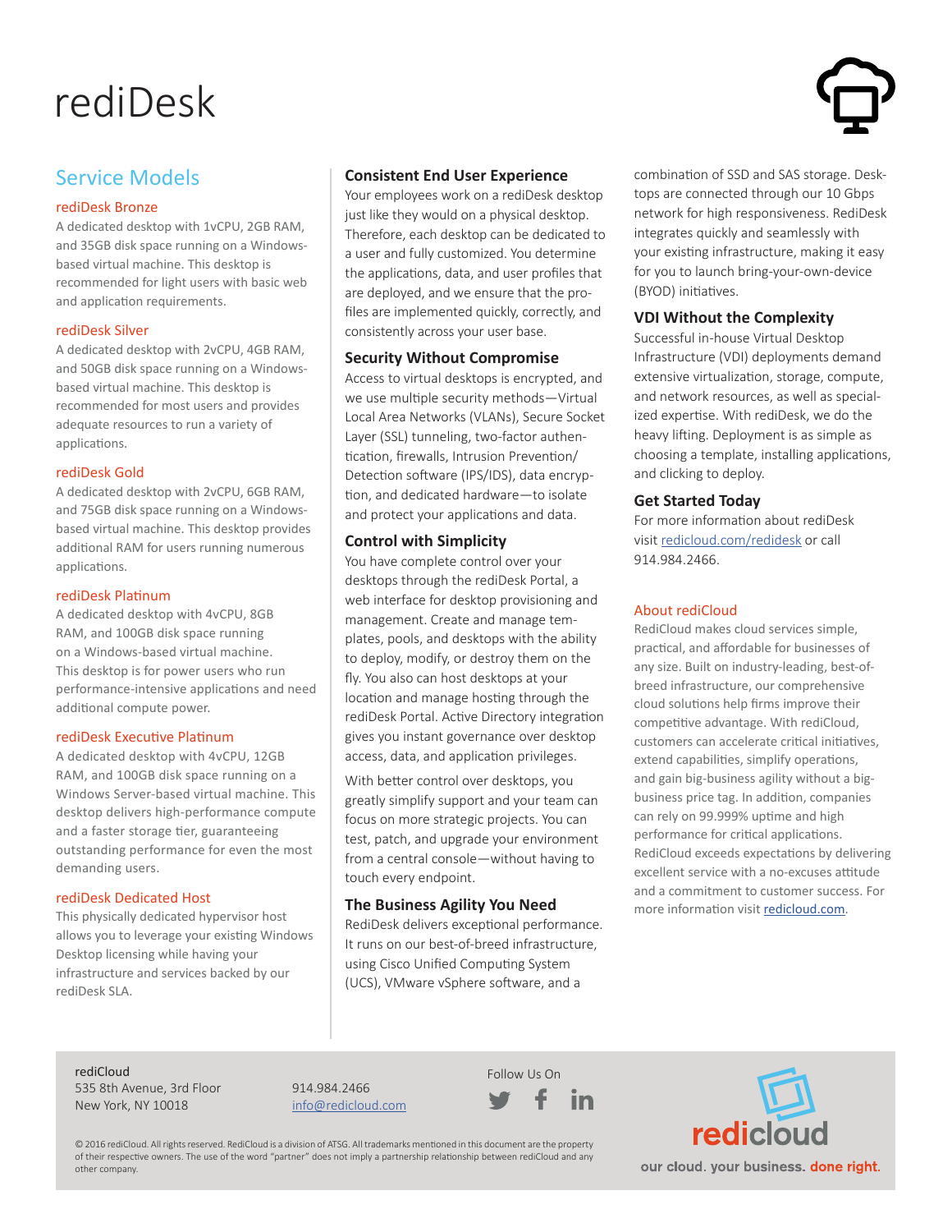# rediDesk

## Service Models

### rediDesk Bronze

A dedicated desktop with 1vCPU, 2GB RAM, and 35GB disk space running on a Windows-based virtual machine. This desktop is recommended for light users with basic web and application requirements.

### rediDesk Silver

A dedicated desktop with 2vCPU, 4GB RAM, and 50GB disk space running on a Windows-based virtual machine. This desktop is recommended for most users and provides adequate resources to run a variety of applications.

### rediDesk Gold

A dedicated desktop with 2vCPU, 6GB RAM, and 75GB disk space running on a Windows-based virtual machine. This desktop provides additional RAM for users running numerous applications.

### rediDesk Platinum

A dedicated desktop with 4vCPU, 8GB RAM, and 100GB disk space running on a Windows-based virtual machine. This desktop is for power users who run performance-intensive applications and need additional compute power.

### rediDesk Executive Platinum

A dedicated desktop with 4vCPU, 12GB RAM, and 100GB disk space running on a Windows Server-based virtual machine. This desktop delivers high-performance compute and a faster storage tier, guaranteeing outstanding performance for even the most demanding users.

### rediDesk Dedicated Host

This physically dedicated hypervisor host allows you to leverage your existing Windows Desktop licensing while having your infrastructure and services backed by our rediDesk SLA.

## Consistent End User Experience

Your employees work on a rediDesk desktop just like they would on a physical desktop. Therefore, each desktop can be dedicated to a user and fully customized. You determine the applications, data, and user profiles that are deployed, and we ensure that the profiles are implemented quickly, correctly, and consistently across your user base.

## Security Without Compromise

Access to virtual desktops is encrypted, and we use multiple security methods—Virtual Local Area Networks (VLANs), Secure Socket Layer (SSL) tunneling, two-factor authentication, firewalls, Intrusion Prevention/Detection software (IPS/IDS), data encryption, and dedicated hardware—to isolate and protect your applications and data.

## Control with Simplicity

You have complete control over your desktops through the rediDesk Portal, a web interface for desktop provisioning and management. Create and manage templates, pools, and desktops with the ability to deploy, modify, or destroy them on the fly. You also can host desktops at your location and manage hosting through the rediDesk Portal. Active Directory integration gives you instant governance over desktop access, data, and application privileges.

With better control over desktops, you greatly simplify support and your team can focus on more strategic projects. You can test, patch, and upgrade your environment from a central console—without having to touch every endpoint.

## The Business Agility You Need

RediDesk delivers exceptional performance. It runs on our best-of-breed infrastructure, using Cisco Unified Computing System (UCS), VMware vSphere software, and a combination of SSD and SAS storage. Desktops are connected through our 10 Gbps network for high responsiveness. RediDesk integrates quickly and seamlessly with your existing infrastructure, making it easy for you to launch bring-your-own-device (BYOD) initiatives.

## VDI Without the Complexity

Successful in-house Virtual Desktop Infrastructure (VDI) deployments demand extensive virtualization, storage, compute, and network resources, as well as specialized expertise. With rediDesk, we do the heavy lifting. Deployment is as simple as choosing a template, installing applications, and clicking to deploy.

## Get Started Today

For more information about rediDesk visit redicloud.com/redidesk or call 914.984.2466.

### About rediCloud

RediCloud makes cloud services simple, practical, and affordable for businesses of any size. Built on industry-leading, best-of-breed infrastructure, our comprehensive cloud solutions help firms improve their competitive advantage. With rediCloud, customers can accelerate critical initiatives, extend capabilities, simplify operations, and gain big-business agility without a big-business price tag. In addition, companies can rely on 99.999% uptime and high performance for critical applications. RediCloud exceeds expectations by delivering excellent service with a no-excuses attitude and a commitment to customer success. For more information visit redicloud.com.

rediCloud
535 8th Avenue, 3rd Floor
New York, NY 10018

914.984.2466
info@redicloud.com

Follow Us On

© 2016 rediCloud. All rights reserved. RediCloud is a division of ATSG. All trademarks mentioned in this document are the property of their respective owners. The use of the word "partner" does not imply a partnership relationship between rediCloud and any other company.

redicloud
our cloud. your business. done right.